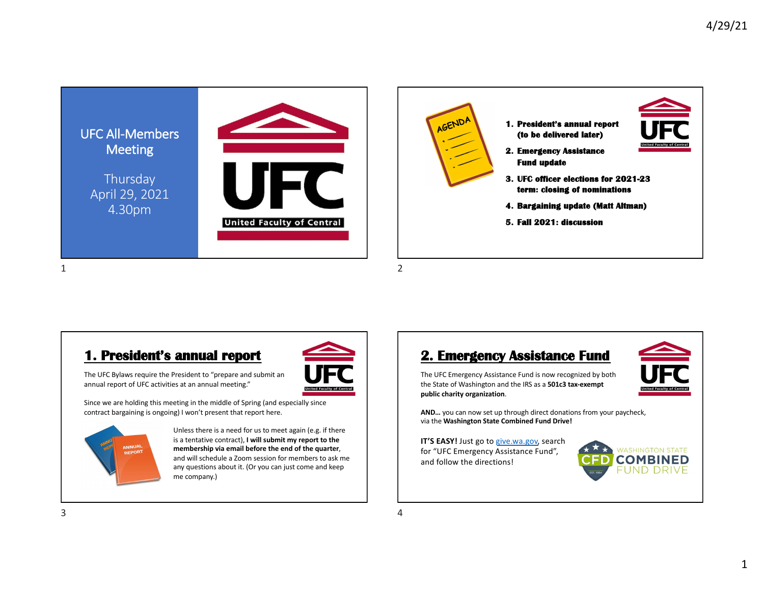# UFC All-Members Meeting

Thursday
April 29, 2021
4.30pm

UFC
United Faculty of Central

---

AGENDA

1. **President's annual report (to be delivered later)**
2. **Emergency Assistance Fund update**
3. **UFC officer elections for 2021-23 term: closing of nominations**
4. **Bargaining update (Matt Altman)**
5. **Fall 2021: discussion**

---

## 1. President's annual report

The UFC Bylaws require the President to "prepare and submit an annual report of UFC activities at an annual meeting."

Since we are holding this meeting in the middle of Spring (and especially since contract bargaining is ongoing) I won't present that report here.

Unless there is a need for us to meet again (e.g. if there is a tentative contract), **I will submit my report to the membership via email before the end of the quarter**, and will schedule a Zoom session for members to ask me any questions about it. (Or you can just come and keep me company.)

---

## 2. Emergency Assistance Fund

The UFC Emergency Assistance Fund is now recognized by both the State of Washington and the IRS as a **501c3 tax-exempt public charity organization**.

**AND…** you can now set up through direct donations from your paycheck, via the **Washington State Combined Fund Drive!**

**IT'S EASY!** Just go to give.wa.gov, search for "UFC Emergency Assistance Fund", and follow the directions!

CFD WASHINGTON STATE COMBINED FUND DRIVE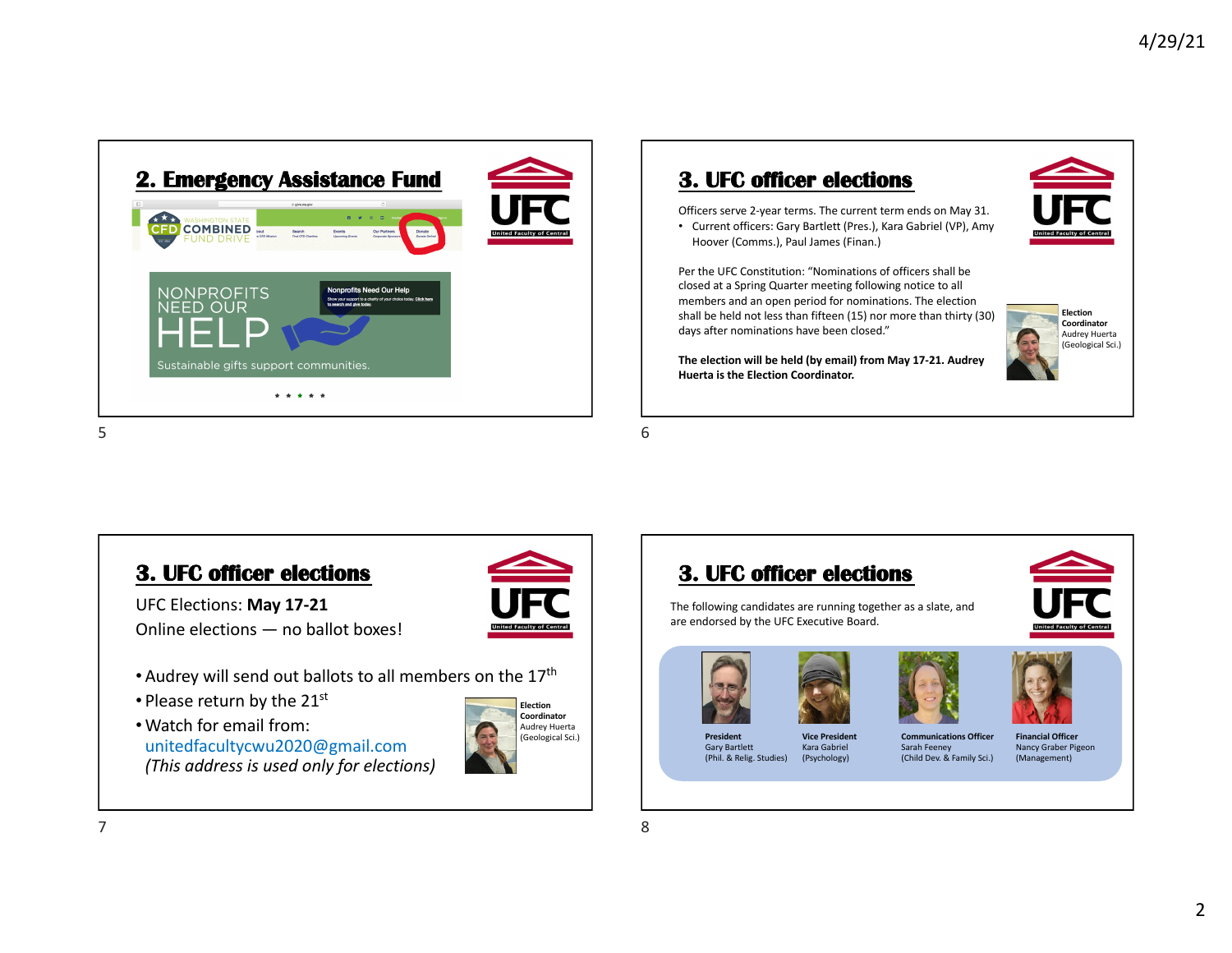## 2. Emergency Assistance Fund

WASHINGTON STATE CFD COMBINED FUND DRIVE

NONPROFITS NEED OUR HELP

Nonprofits Need Our Help

Sustainable gifts support communities.

## 3. UFC officer elections

Officers serve 2-year terms. The current term ends on May 31.

- Current officers: Gary Bartlett (Pres.), Kara Gabriel (VP), Amy Hoover (Comms.), Paul James (Finan.)

Per the UFC Constitution: "Nominations of officers shall be closed at a Spring Quarter meeting following notice to all members and an open period for nominations. The election shall be held not less than fifteen (15) nor more than thirty (30) days after nominations have been closed."

**The election will be held (by email) from May 17-21. Audrey Huerta is the Election Coordinator.**

**Election Coordinator**
Audrey Huerta
(Geological Sci.)

## 3. UFC officer elections

UFC Elections: **May 17-21**

Online elections — no ballot boxes!

- Audrey will send out ballots to all members on the 17th
- Please return by the 21st
- Watch for email from: unitedfacultycwu2020@gmail.com
  *(This address is used only for elections)*

**Election Coordinator**
Audrey Huerta
(Geological Sci.)

## 3. UFC officer elections

The following candidates are running together as a slate, and are endorsed by the UFC Executive Board.

- **President** – Gary Bartlett (Phil. & Relig. Studies)
- **Vice President** – Kara Gabriel (Psychology)
- **Communications Officer** – Sarah Feeney (Child Dev. & Family Sci.)
- **Financial Officer** – Nancy Graber Pigeon (Management)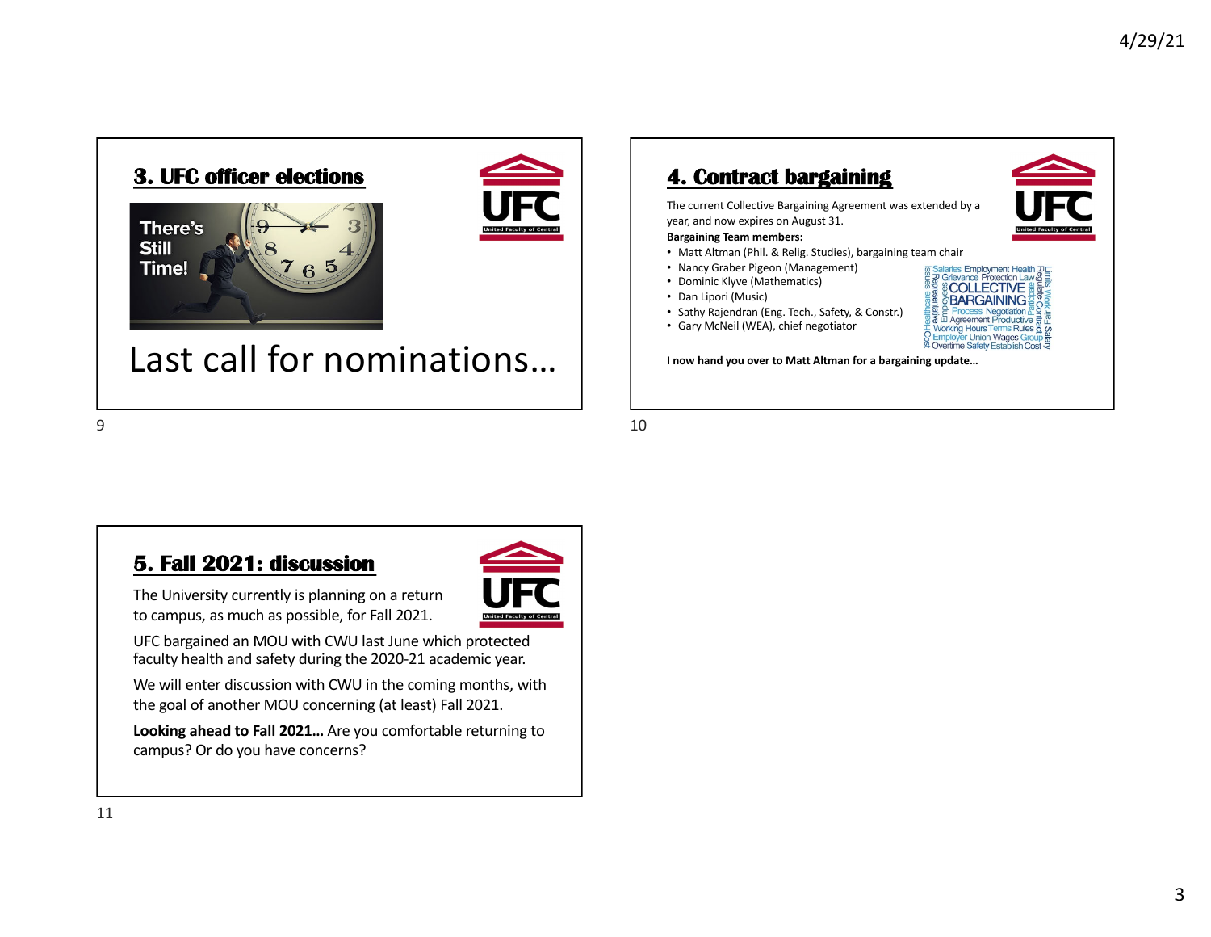## 3. UFC officer elections

There's Still Time!

Last call for nominations…

## 4. Contract bargaining

The current Collective Bargaining Agreement was extended by a year, and now expires on August 31.

**Bargaining Team members:**

- Matt Altman (Phil. & Relig. Studies), bargaining team chair
- Nancy Graber Pigeon (Management)
- Dominic Klyve (Mathematics)
- Dan Lipori (Music)
- Sathy Rajendran (Eng. Tech., Safety, & Constr.)
- Gary McNeil (WEA), chief negotiator

**I now hand you over to Matt Altman for a bargaining update…**

## 5. Fall 2021: discussion

The University currently is planning on a return to campus, as much as possible, for Fall 2021.

UFC bargained an MOU with CWU last June which protected faculty health and safety during the 2020-21 academic year.

We will enter discussion with CWU in the coming months, with the goal of another MOU concerning (at least) Fall 2021.

**Looking ahead to Fall 2021…** Are you comfortable returning to campus? Or do you have concerns?